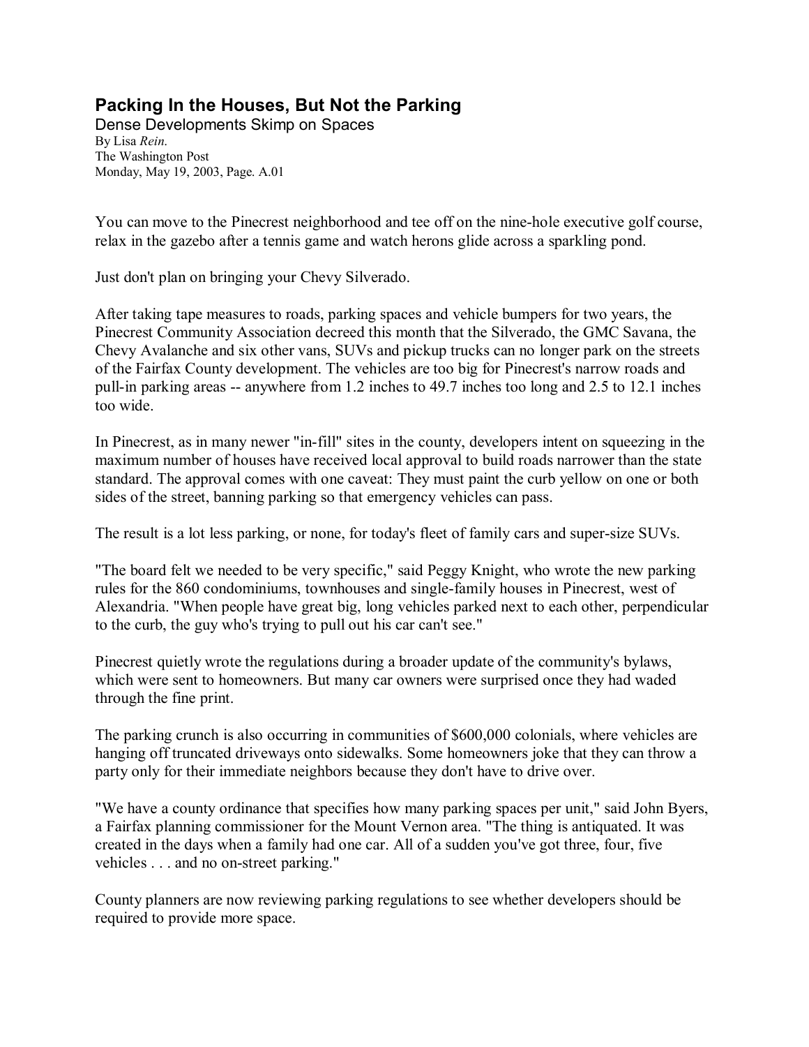# Packing In the Houses, But Not the Parking

Dense Developments Skimp on Spaces

By Lisa *Rein*.
The Washington Post
Monday, May 19, 2003, Page. A.01

You can move to the Pinecrest neighborhood and tee off on the nine-hole executive golf course, relax in the gazebo after a tennis game and watch herons glide across a sparkling pond.

Just don't plan on bringing your Chevy Silverado.

After taking tape measures to roads, parking spaces and vehicle bumpers for two years, the Pinecrest Community Association decreed this month that the Silverado, the GMC Savana, the Chevy Avalanche and six other vans, SUVs and pickup trucks can no longer park on the streets of the Fairfax County development. The vehicles are too big for Pinecrest's narrow roads and pull-in parking areas -- anywhere from 1.2 inches to 49.7 inches too long and 2.5 to 12.1 inches too wide.

In Pinecrest, as in many newer "in-fill" sites in the county, developers intent on squeezing in the maximum number of houses have received local approval to build roads narrower than the state standard. The approval comes with one caveat: They must paint the curb yellow on one or both sides of the street, banning parking so that emergency vehicles can pass.

The result is a lot less parking, or none, for today's fleet of family cars and super-size SUVs.

"The board felt we needed to be very specific," said Peggy Knight, who wrote the new parking rules for the 860 condominiums, townhouses and single-family houses in Pinecrest, west of Alexandria. "When people have great big, long vehicles parked next to each other, perpendicular to the curb, the guy who's trying to pull out his car can't see."

Pinecrest quietly wrote the regulations during a broader update of the community's bylaws, which were sent to homeowners. But many car owners were surprised once they had waded through the fine print.

The parking crunch is also occurring in communities of $600,000 colonials, where vehicles are hanging off truncated driveways onto sidewalks. Some homeowners joke that they can throw a party only for their immediate neighbors because they don't have to drive over.

"We have a county ordinance that specifies how many parking spaces per unit," said John Byers, a Fairfax planning commissioner for the Mount Vernon area. "The thing is antiquated. It was created in the days when a family had one car. All of a sudden you've got three, four, five vehicles . . . and no on-street parking."

County planners are now reviewing parking regulations to see whether developers should be required to provide more space.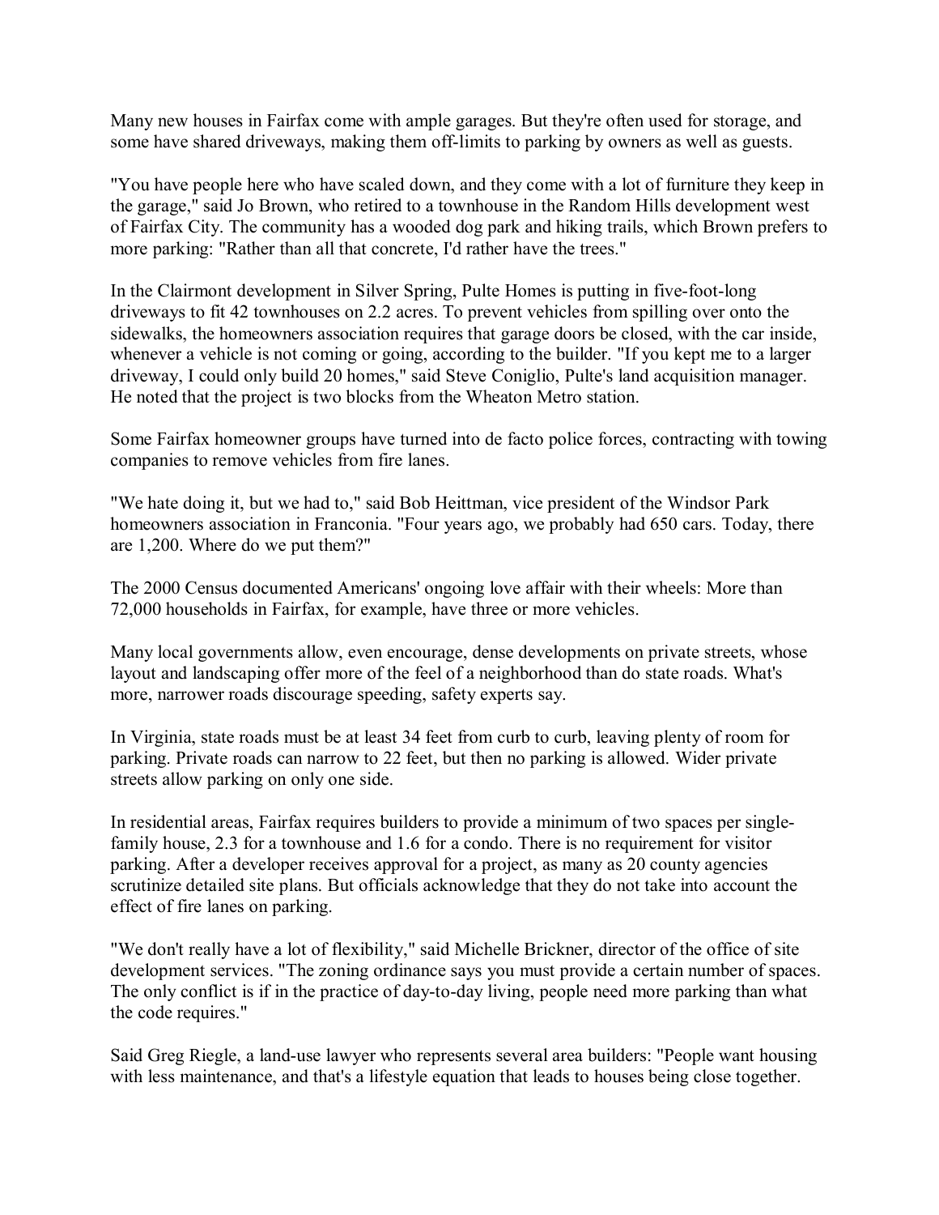Many new houses in Fairfax come with ample garages. But they're often used for storage, and some have shared driveways, making them off-limits to parking by owners as well as guests.

"You have people here who have scaled down, and they come with a lot of furniture they keep in the garage," said Jo Brown, who retired to a townhouse in the Random Hills development west of Fairfax City. The community has a wooded dog park and hiking trails, which Brown prefers to more parking: "Rather than all that concrete, I'd rather have the trees."

In the Clairmont development in Silver Spring, Pulte Homes is putting in five-foot-long driveways to fit 42 townhouses on 2.2 acres. To prevent vehicles from spilling over onto the sidewalks, the homeowners association requires that garage doors be closed, with the car inside, whenever a vehicle is not coming or going, according to the builder. "If you kept me to a larger driveway, I could only build 20 homes," said Steve Coniglio, Pulte's land acquisition manager. He noted that the project is two blocks from the Wheaton Metro station.

Some Fairfax homeowner groups have turned into de facto police forces, contracting with towing companies to remove vehicles from fire lanes.

"We hate doing it, but we had to," said Bob Heittman, vice president of the Windsor Park homeowners association in Franconia. "Four years ago, we probably had 650 cars. Today, there are 1,200. Where do we put them?"

The 2000 Census documented Americans' ongoing love affair with their wheels: More than 72,000 households in Fairfax, for example, have three or more vehicles.

Many local governments allow, even encourage, dense developments on private streets, whose layout and landscaping offer more of the feel of a neighborhood than do state roads. What's more, narrower roads discourage speeding, safety experts say.

In Virginia, state roads must be at least 34 feet from curb to curb, leaving plenty of room for parking. Private roads can narrow to 22 feet, but then no parking is allowed. Wider private streets allow parking on only one side.

In residential areas, Fairfax requires builders to provide a minimum of two spaces per single-family house, 2.3 for a townhouse and 1.6 for a condo. There is no requirement for visitor parking. After a developer receives approval for a project, as many as 20 county agencies scrutinize detailed site plans. But officials acknowledge that they do not take into account the effect of fire lanes on parking.

"We don't really have a lot of flexibility," said Michelle Brickner, director of the office of site development services. "The zoning ordinance says you must provide a certain number of spaces. The only conflict is if in the practice of day-to-day living, people need more parking than what the code requires."

Said Greg Riegle, a land-use lawyer who represents several area builders: "People want housing with less maintenance, and that's a lifestyle equation that leads to houses being close together.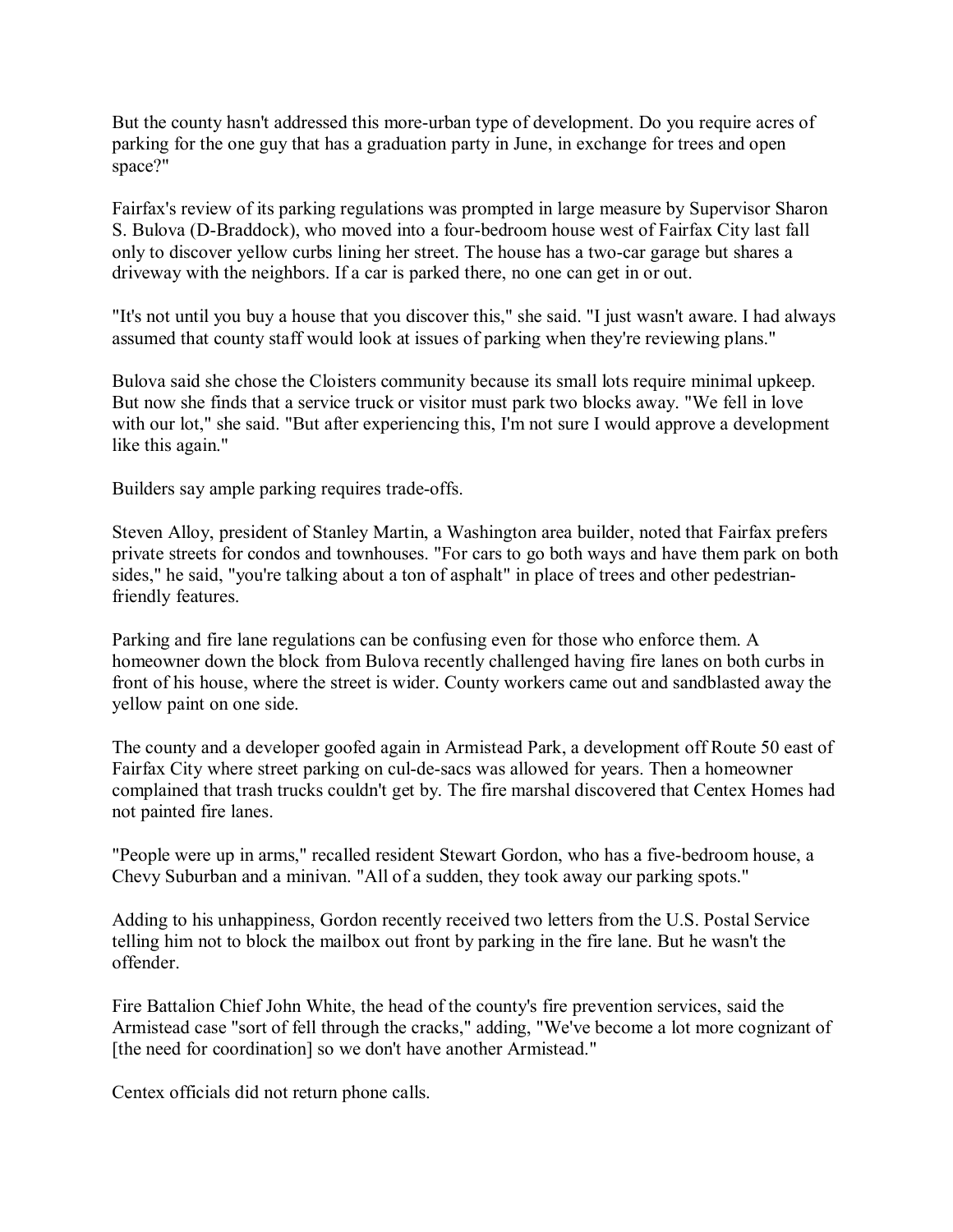But the county hasn't addressed this more-urban type of development. Do you require acres of parking for the one guy that has a graduation party in June, in exchange for trees and open space?"

Fairfax's review of its parking regulations was prompted in large measure by Supervisor Sharon S. Bulova (D-Braddock), who moved into a four-bedroom house west of Fairfax City last fall only to discover yellow curbs lining her street. The house has a two-car garage but shares a driveway with the neighbors. If a car is parked there, no one can get in or out.

"It's not until you buy a house that you discover this," she said. "I just wasn't aware. I had always assumed that county staff would look at issues of parking when they're reviewing plans."

Bulova said she chose the Cloisters community because its small lots require minimal upkeep. But now she finds that a service truck or visitor must park two blocks away. "We fell in love with our lot," she said. "But after experiencing this, I'm not sure I would approve a development like this again."

Builders say ample parking requires trade-offs.

Steven Alloy, president of Stanley Martin, a Washington area builder, noted that Fairfax prefers private streets for condos and townhouses. "For cars to go both ways and have them park on both sides," he said, "you're talking about a ton of asphalt" in place of trees and other pedestrian-friendly features.

Parking and fire lane regulations can be confusing even for those who enforce them. A homeowner down the block from Bulova recently challenged having fire lanes on both curbs in front of his house, where the street is wider. County workers came out and sandblasted away the yellow paint on one side.

The county and a developer goofed again in Armistead Park, a development off Route 50 east of Fairfax City where street parking on cul-de-sacs was allowed for years. Then a homeowner complained that trash trucks couldn't get by. The fire marshal discovered that Centex Homes had not painted fire lanes.

"People were up in arms," recalled resident Stewart Gordon, who has a five-bedroom house, a Chevy Suburban and a minivan. "All of a sudden, they took away our parking spots."

Adding to his unhappiness, Gordon recently received two letters from the U.S. Postal Service telling him not to block the mailbox out front by parking in the fire lane. But he wasn't the offender.

Fire Battalion Chief John White, the head of the county's fire prevention services, said the Armistead case "sort of fell through the cracks," adding, "We've become a lot more cognizant of [the need for coordination] so we don't have another Armistead."

Centex officials did not return phone calls.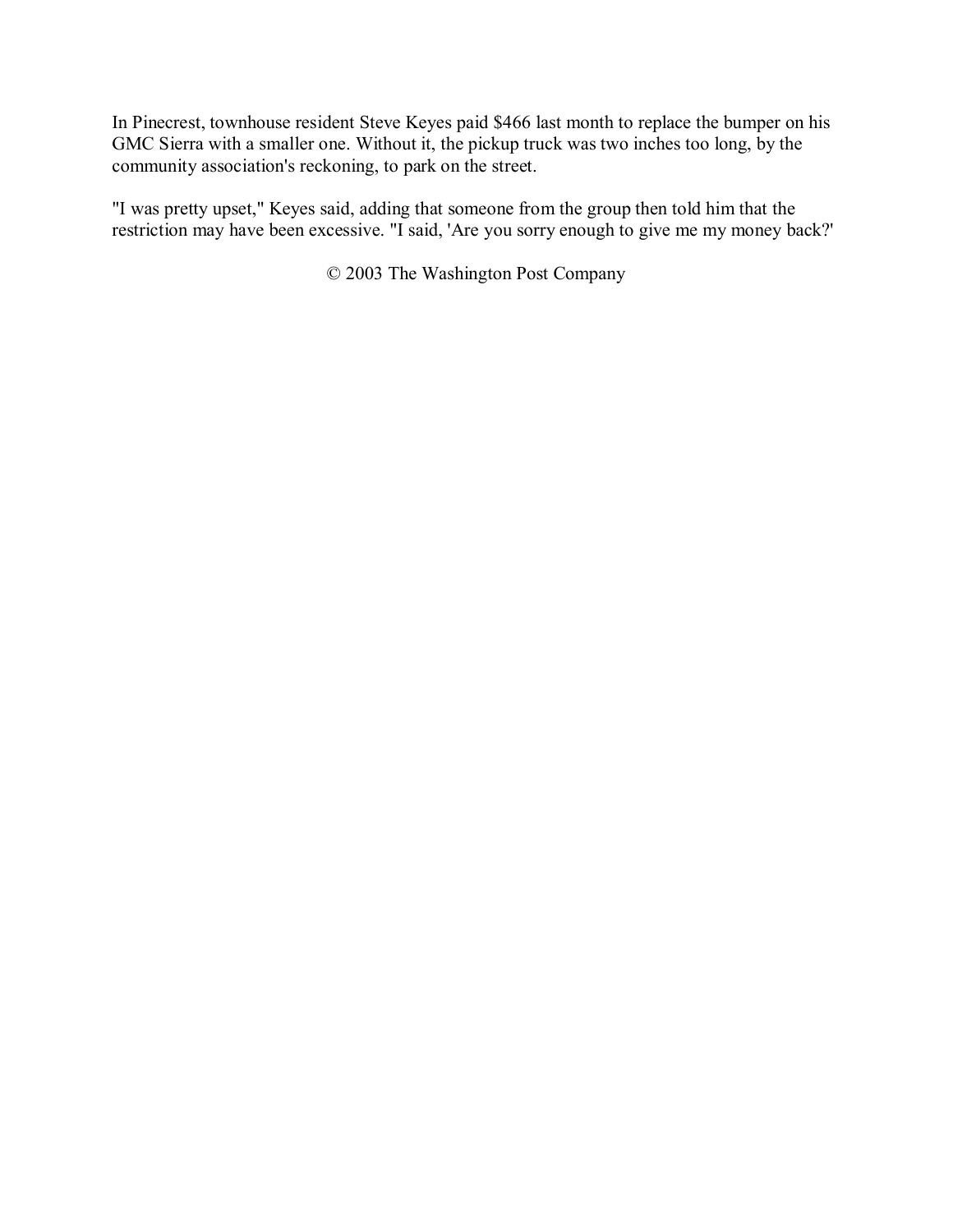In Pinecrest, townhouse resident Steve Keyes paid $466 last month to replace the bumper on his GMC Sierra with a smaller one. Without it, the pickup truck was two inches too long, by the community association's reckoning, to park on the street.

"I was pretty upset," Keyes said, adding that someone from the group then told him that the restriction may have been excessive. "I said, 'Are you sorry enough to give me my money back?'

© 2003 The Washington Post Company